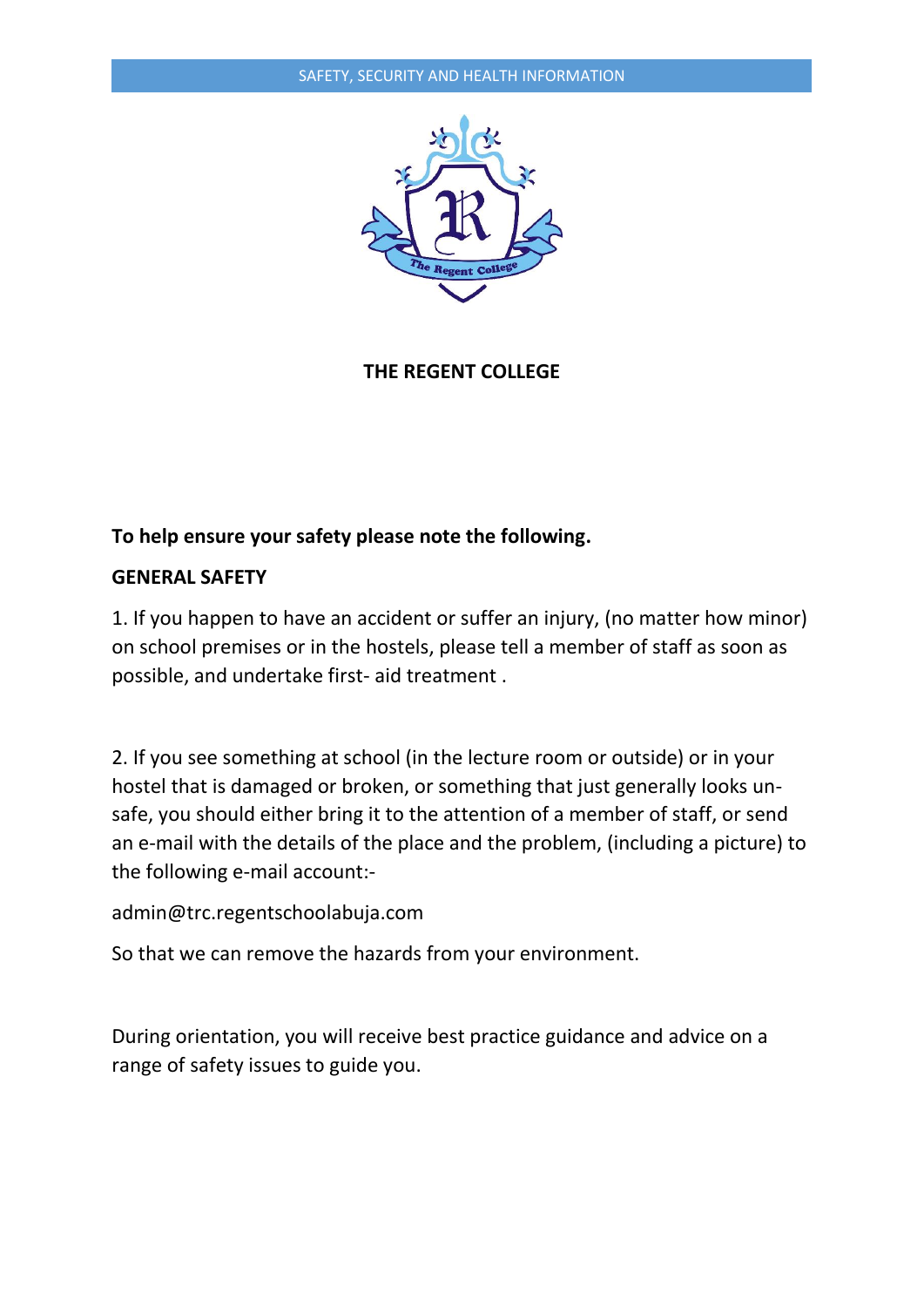# THE REGENT COLLEGE

**To help ensure your safety please note the following.**

## GENERAL SAFETY

1. If you happen to have an accident or suffer an injury, (no matter how minor) on school premises or in the hostels, please tell a member of staff as soon as possible, and undertake first- aid treatment .

2. If you see something at school (in the lecture room or outside) or in your hostel that is damaged or broken, or something that just generally looks un-safe, you should either bring it to the attention of a member of staff, or send an e-mail with the details of the place and the problem, (including a picture) to the following e-mail account:-

admin@trc.regentschoolabuja.com

So that we can remove the hazards from your environment.

During orientation, you will receive best practice guidance and advice on a range of safety issues to guide you.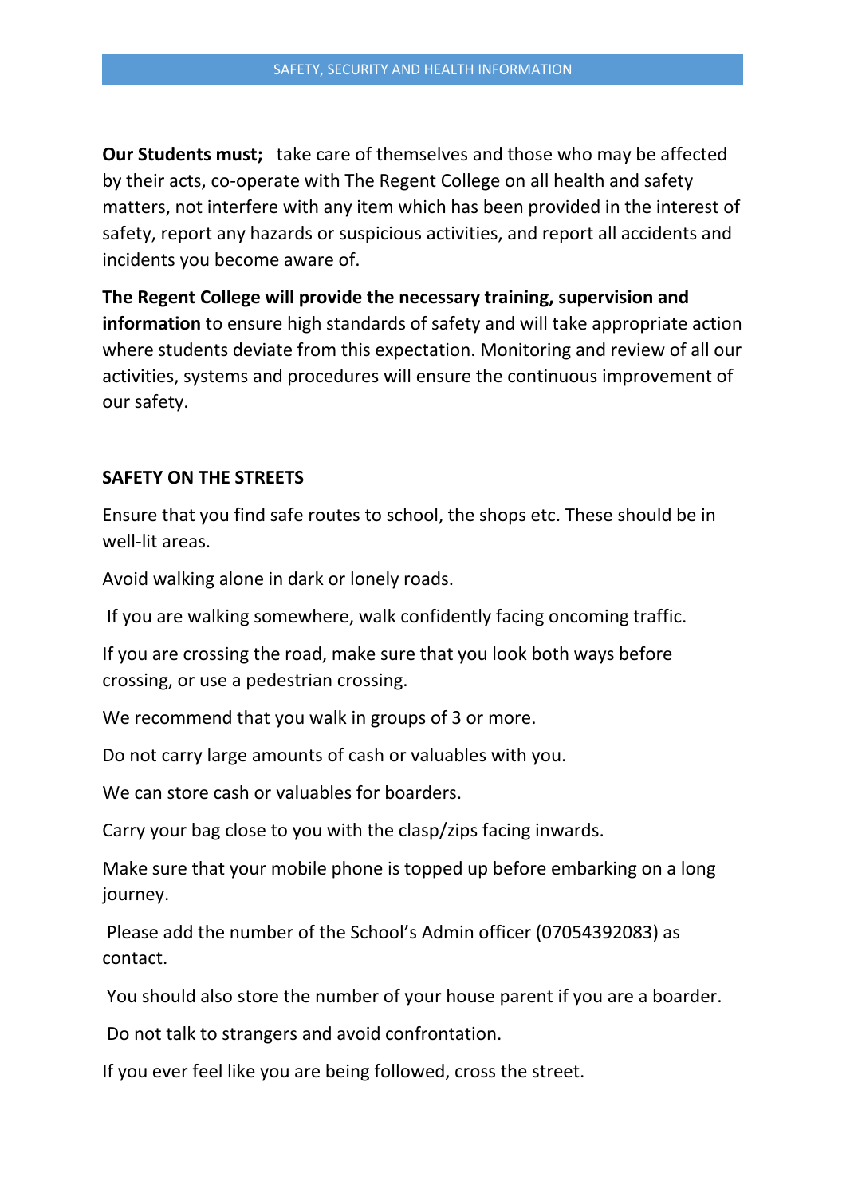**Our Students must;** take care of themselves and those who may be affected by their acts, co-operate with The Regent College on all health and safety matters, not interfere with any item which has been provided in the interest of safety, report any hazards or suspicious activities, and report all accidents and incidents you become aware of.

**The Regent College will provide the necessary training, supervision and information** to ensure high standards of safety and will take appropriate action where students deviate from this expectation. Monitoring and review of all our activities, systems and procedures will ensure the continuous improvement of our safety.

**SAFETY ON THE STREETS**

Ensure that you find safe routes to school, the shops etc. These should be in well-lit areas.

Avoid walking alone in dark or lonely roads.

If you are walking somewhere, walk confidently facing oncoming traffic.

If you are crossing the road, make sure that you look both ways before crossing, or use a pedestrian crossing.

We recommend that you walk in groups of 3 or more.

Do not carry large amounts of cash or valuables with you.

We can store cash or valuables for boarders.

Carry your bag close to you with the clasp/zips facing inwards.

Make sure that your mobile phone is topped up before embarking on a long journey.

Please add the number of the School's Admin officer (07054392083) as contact.

You should also store the number of your house parent if you are a boarder.

Do not talk to strangers and avoid confrontation.

If you ever feel like you are being followed, cross the street.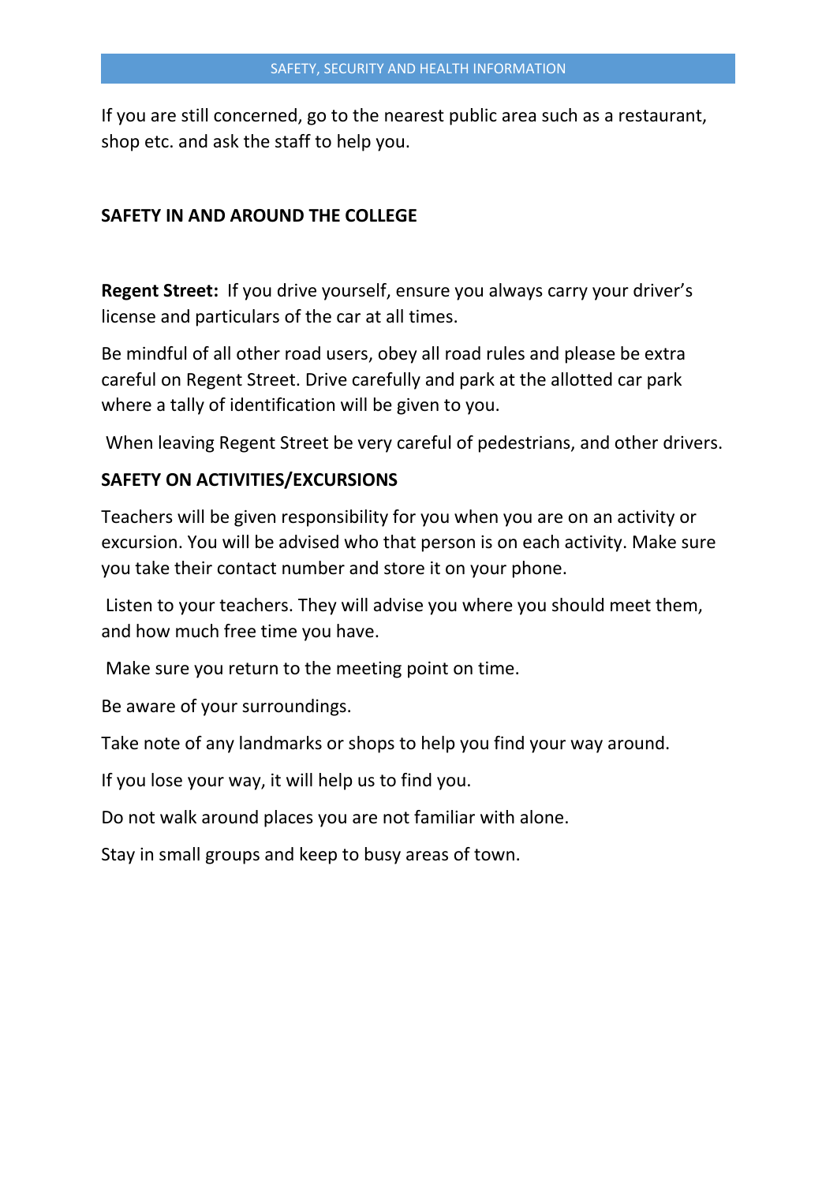If you are still concerned, go to the nearest public area such as a restaurant, shop etc. and ask the staff to help you.

## SAFETY IN AND AROUND THE COLLEGE

**Regent Street:** If you drive yourself, ensure you always carry your driver's license and particulars of the car at all times.

Be mindful of all other road users, obey all road rules and please be extra careful on Regent Street. Drive carefully and park at the allotted car park where a tally of identification will be given to you.

When leaving Regent Street be very careful of pedestrians, and other drivers.

## SAFETY ON ACTIVITIES/EXCURSIONS

Teachers will be given responsibility for you when you are on an activity or excursion. You will be advised who that person is on each activity. Make sure you take their contact number and store it on your phone.

Listen to your teachers. They will advise you where you should meet them, and how much free time you have.

Make sure you return to the meeting point on time.

Be aware of your surroundings.

Take note of any landmarks or shops to help you find your way around.

If you lose your way, it will help us to find you.

Do not walk around places you are not familiar with alone.

Stay in small groups and keep to busy areas of town.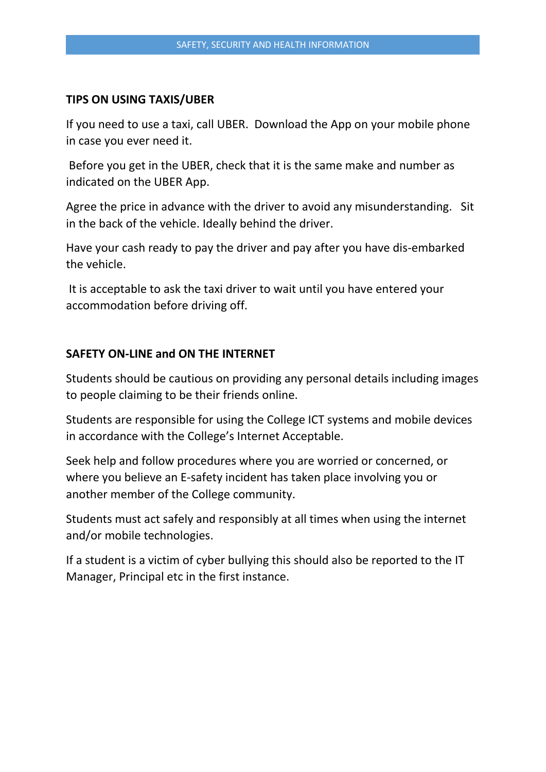## TIPS ON USING TAXIS/UBER

If you need to use a taxi, call UBER. Download the App on your mobile phone in case you ever need it.

Before you get in the UBER, check that it is the same make and number as indicated on the UBER App.

Agree the price in advance with the driver to avoid any misunderstanding. Sit in the back of the vehicle. Ideally behind the driver.

Have your cash ready to pay the driver and pay after you have dis-embarked the vehicle.

It is acceptable to ask the taxi driver to wait until you have entered your accommodation before driving off.

## SAFETY ON-LINE and ON THE INTERNET

Students should be cautious on providing any personal details including images to people claiming to be their friends online.

Students are responsible for using the College ICT systems and mobile devices in accordance with the College's Internet Acceptable.

Seek help and follow procedures where you are worried or concerned, or where you believe an E-safety incident has taken place involving you or another member of the College community.

Students must act safely and responsibly at all times when using the internet and/or mobile technologies.

If a student is a victim of cyber bullying this should also be reported to the IT Manager, Principal etc in the first instance.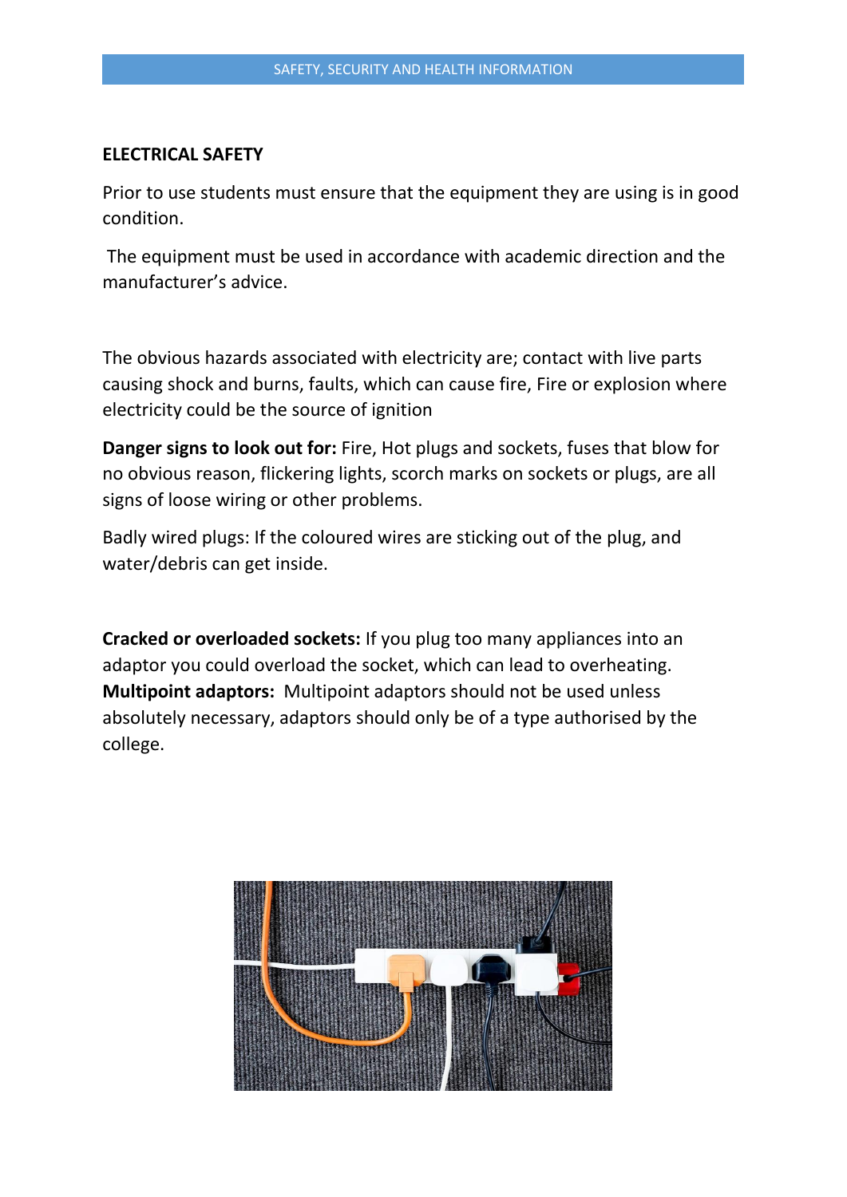## ELECTRICAL SAFETY

Prior to use students must ensure that the equipment they are using is in good condition.

The equipment must be used in accordance with academic direction and the manufacturer's advice.

The obvious hazards associated with electricity are; contact with live parts causing shock and burns, faults, which can cause fire, Fire or explosion where electricity could be the source of ignition

**Danger signs to look out for:** Fire, Hot plugs and sockets, fuses that blow for no obvious reason, flickering lights, scorch marks on sockets or plugs, are all signs of loose wiring or other problems.

Badly wired plugs: If the coloured wires are sticking out of the plug, and water/debris can get inside.

**Cracked or overloaded sockets:** If you plug too many appliances into an adaptor you could overload the socket, which can lead to overheating.
**Multipoint adaptors:** Multipoint adaptors should not be used unless absolutely necessary, adaptors should only be of a type authorised by the college.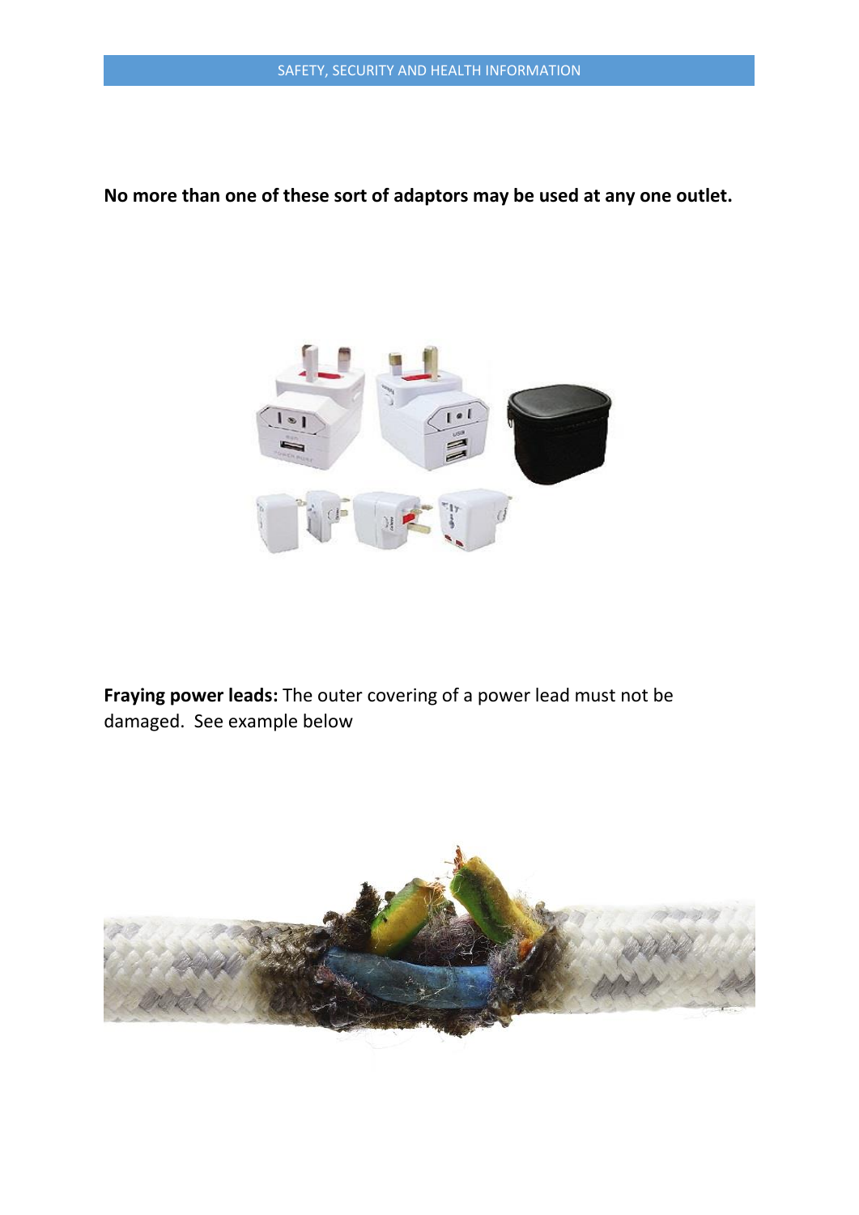**No more than one of these sort of adaptors may be used at any one outlet.**

**Fraying power leads:** The outer covering of a power lead must not be damaged. See example below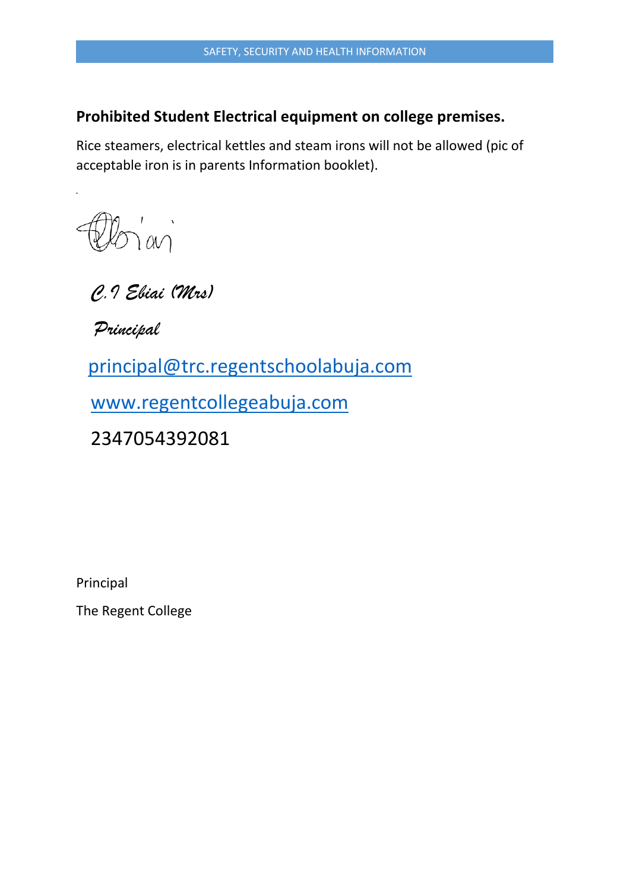## Prohibited Student Electrical equipment on college premises.

Rice steamers, electrical kettles and steam irons will not be allowed (pic of acceptable iron is in parents Information booklet).

*C.I Ebiai (Mrs)*

*Principal*

principal@trc.regentschoolabuja.com

www.regentcollegeabuja.com

2347054392081

Principal

The Regent College